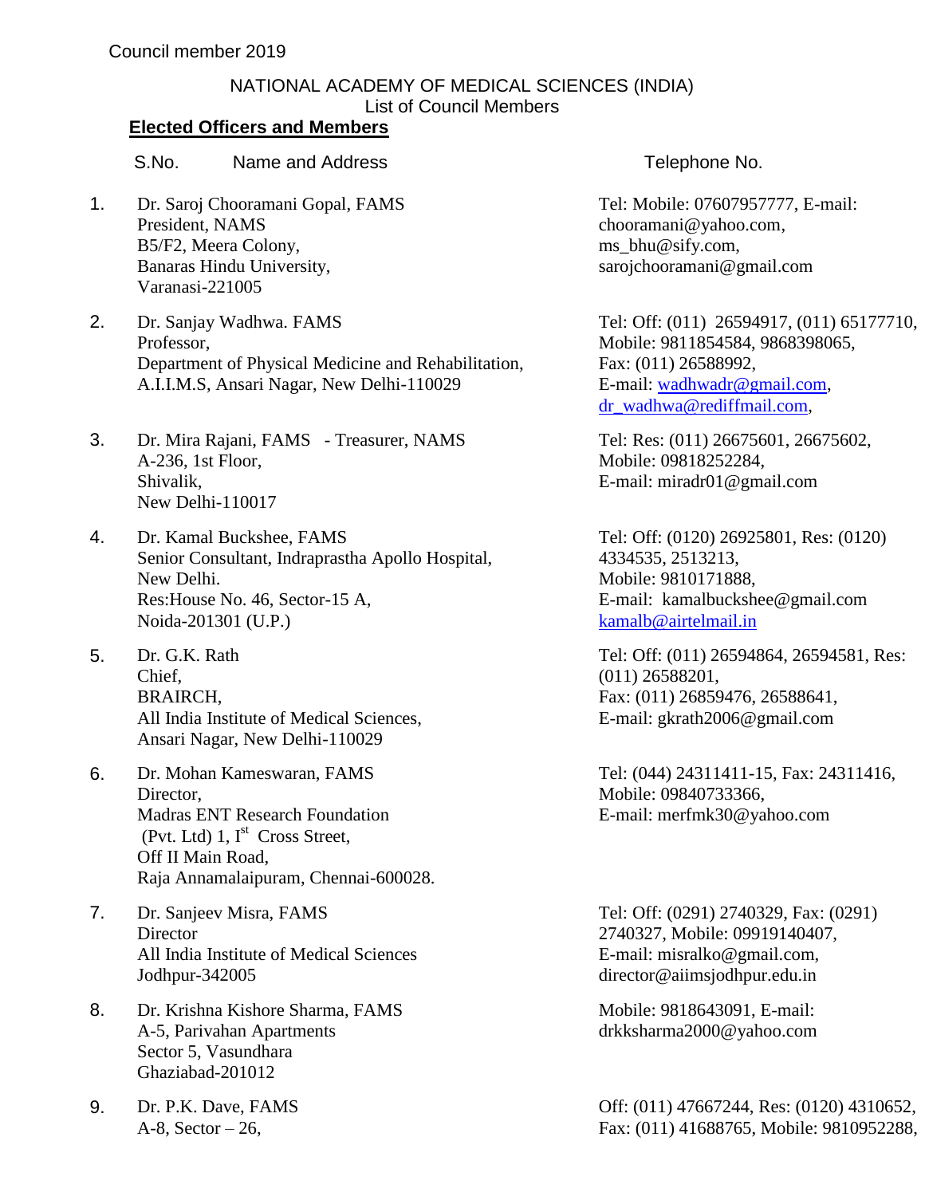Council member 2019

NATIONAL ACADEMY OF MEDICAL SCIENCES (INDIA)
List of Council Members

**Elected Officers and Members**

| S.No. | Name and Address | Telephone No. |
|---|---|---|
| 1. | Dr. Saroj Chooramani Gopal, FAMS<br>President, NAMS<br>B5/F2, Meera Colony,<br>Banaras Hindu University,<br>Varanasi-221005 | Tel: Mobile: 07607957777, E-mail: chooramani@yahoo.com, ms_bhu@sify.com, sarojchooramani@gmail.com |
| 2. | Dr. Sanjay Wadhwa. FAMS<br>Professor,<br>Department of Physical Medicine and Rehabilitation,<br>A.I.I.M.S, Ansari Nagar, New Delhi-110029 | Tel: Off: (011) 26594917, (011) 65177710, Mobile: 9811854584, 9868398065, Fax: (011) 26588992, E-mail: wadhwadr@gmail.com, dr_wadhwa@rediffmail.com, |
| 3. | Dr. Mira Rajani, FAMS - Treasurer, NAMS<br>A-236, 1st Floor,<br>Shivalik,<br>New Delhi-110017 | Tel: Res: (011) 26675601, 26675602, Mobile: 09818252284, E-mail: miradr01@gmail.com |
| 4. | Dr. Kamal Buckshee, FAMS<br>Senior Consultant, Indraprastha Apollo Hospital,<br>New Delhi.<br>Res:House No. 46, Sector-15 A,<br>Noida-201301 (U.P.) | Tel: Off: (0120) 26925801, Res: (0120) 4334535, 2513213, Mobile: 9810171888, E-mail: kamalbuckshee@gmail.com kamalb@airtelmail.in |
| 5. | Dr. G.K. Rath<br>Chief,<br>BRAIRCH,<br>All India Institute of Medical Sciences,<br>Ansari Nagar, New Delhi-110029 | Tel: Off: (011) 26594864, 26594581, Res: (011) 26588201, Fax: (011) 26859476, 26588641, E-mail: gkrath2006@gmail.com |
| 6. | Dr. Mohan Kameswaran, FAMS<br>Director,<br>Madras ENT Research Foundation<br>(Pvt. Ltd) 1, I[st] Cross Street,<br>Off II Main Road,<br>Raja Annamalaipuram, Chennai-600028. | Tel: (044) 24311411-15, Fax: 24311416, Mobile: 09840733366, E-mail: merfmk30@yahoo.com |
| 7. | Dr. Sanjeev Misra, FAMS<br>Director<br>All India Institute of Medical Sciences<br>Jodhpur-342005 | Tel: Off: (0291) 2740329, Fax: (0291) 2740327, Mobile: 09919140407, E-mail: misralko@gmail.com, director@aiimsjodhpur.edu.in |
| 8. | Dr. Krishna Kishore Sharma, FAMS<br>A-5, Parivahan Apartments<br>Sector 5, Vasundhara<br>Ghaziabad-201012 | Mobile: 9818643091, E-mail: drkksharma2000@yahoo.com |
| 9. | Dr. P.K. Dave, FAMS<br>A-8, Sector – 26, | Off: (011) 47667244, Res: (0120) 4310652, Fax: (011) 41688765, Mobile: 9810952288, |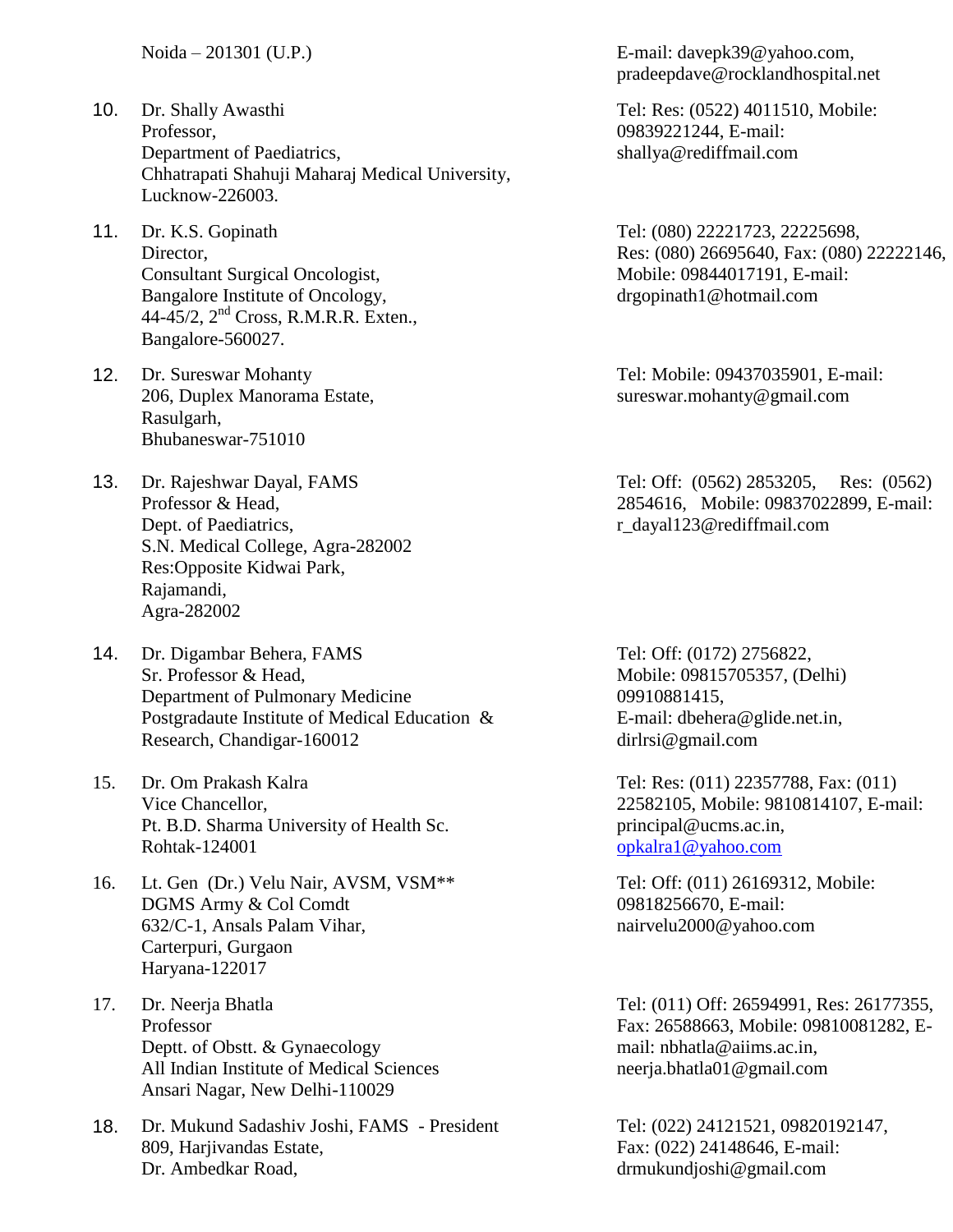Noida – 201301 (U.P.)

E-mail: davepk39@yahoo.com, pradeepdave@rocklandhospital.net

10. Dr. Shally Awasthi
    Professor,
    Department of Paediatrics,
    Chhatrapati Shahuji Maharaj Medical University,
    Lucknow-226003.

    Tel: Res: (0522) 4011510, Mobile: 09839221244, E-mail: shallya@rediffmail.com

11. Dr. K.S. Gopinath
    Director,
    Consultant Surgical Oncologist,
    Bangalore Institute of Oncology,
    44-45/2, 2nd Cross, R.M.R.R. Exten.,
    Bangalore-560027.

    Tel: (080) 22221723, 22225698, Res: (080) 26695640, Fax: (080) 22222146, Mobile: 09844017191, E-mail: drgopinath1@hotmail.com

12. Dr. Sureswar Mohanty
    206, Duplex Manorama Estate,
    Rasulgarh,
    Bhubaneswar-751010

    Tel: Mobile: 09437035901, E-mail: sureswar.mohanty@gmail.com

13. Dr. Rajeshwar Dayal, FAMS
    Professor & Head,
    Dept. of Paediatrics,
    S.N. Medical College, Agra-282002
    Res:Opposite Kidwai Park,
    Rajamandi,
    Agra-282002

    Tel: Off: (0562) 2853205, Res: (0562) 2854616, Mobile: 09837022899, E-mail: r_dayal123@rediffmail.com

14. Dr. Digambar Behera, FAMS
    Sr. Professor & Head,
    Department of Pulmonary Medicine
    Postgradaute Institute of Medical Education & Research, Chandigar-160012

    Tel: Off: (0172) 2756822, Mobile: 09815705357, (Delhi) 09910881415, E-mail: dbehera@glide.net.in, dirlrsi@gmail.com

15. Dr. Om Prakash Kalra
    Vice Chancellor,
    Pt. B.D. Sharma University of Health Sc.
    Rohtak-124001

    Tel: Res: (011) 22357788, Fax: (011) 22582105, Mobile: 9810814107, E-mail: principal@ucms.ac.in, opkalra1@yahoo.com

16. Lt. Gen (Dr.) Velu Nair, AVSM, VSM**
    DGMS Army & Col Comdt
    632/C-1, Ansals Palam Vihar,
    Carterpuri, Gurgaon
    Haryana-122017

    Tel: Off: (011) 26169312, Mobile: 09818256670, E-mail: nairvelu2000@yahoo.com

17. Dr. Neerja Bhatla
    Professor
    Deptt. of Obstt. & Gynaecology
    All Indian Institute of Medical Sciences
    Ansari Nagar, New Delhi-110029

    Tel: (011) Off: 26594991, Res: 26177355, Fax: 26588663, Mobile: 09810081282, E-mail: nbhatla@aiims.ac.in, neerja.bhatla01@gmail.com

18. Dr. Mukund Sadashiv Joshi, FAMS - President
    809, Harjivandas Estate,
    Dr. Ambedkar Road,

    Tel: (022) 24121521, 09820192147, Fax: (022) 24148646, E-mail: drmukundjoshi@gmail.com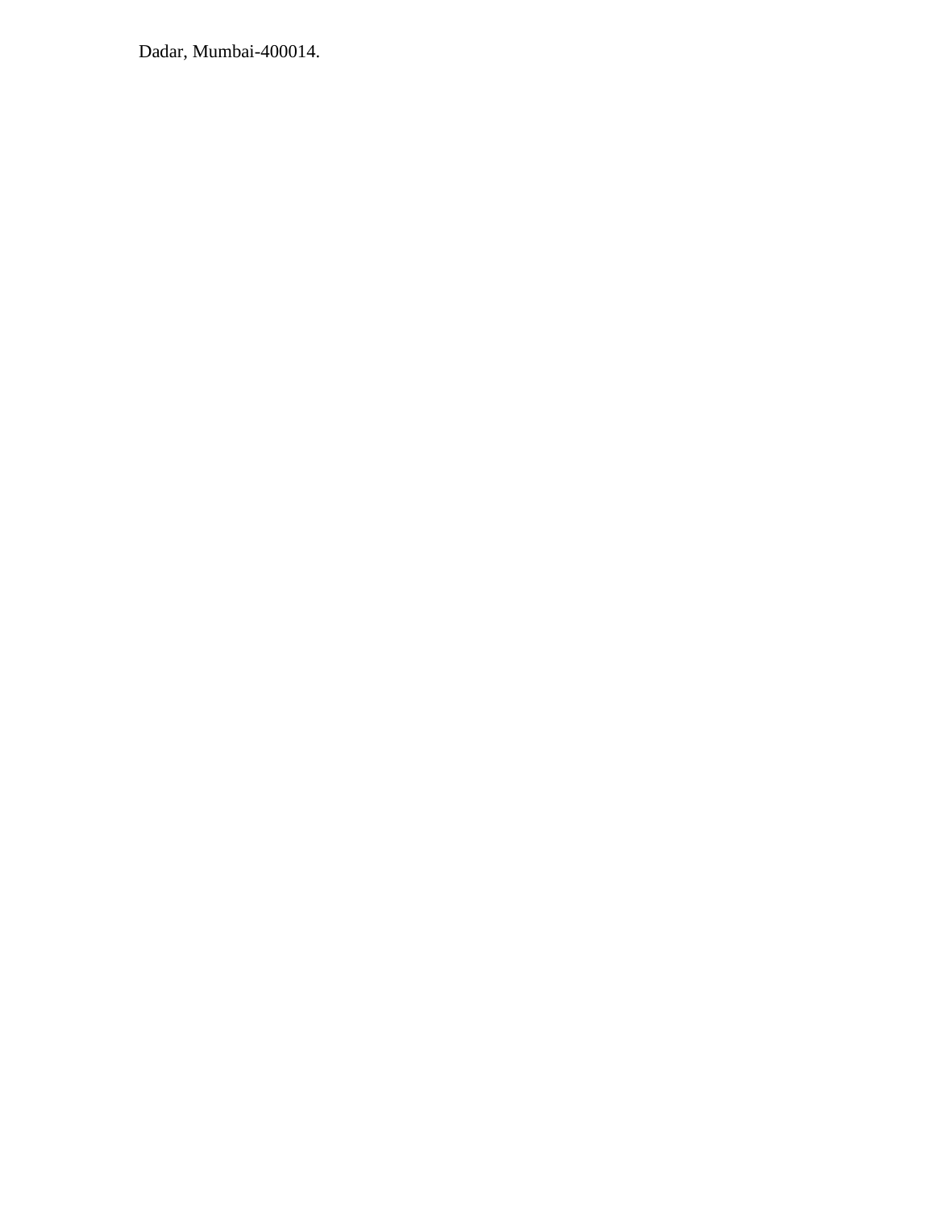Dadar, Mumbai-400014.